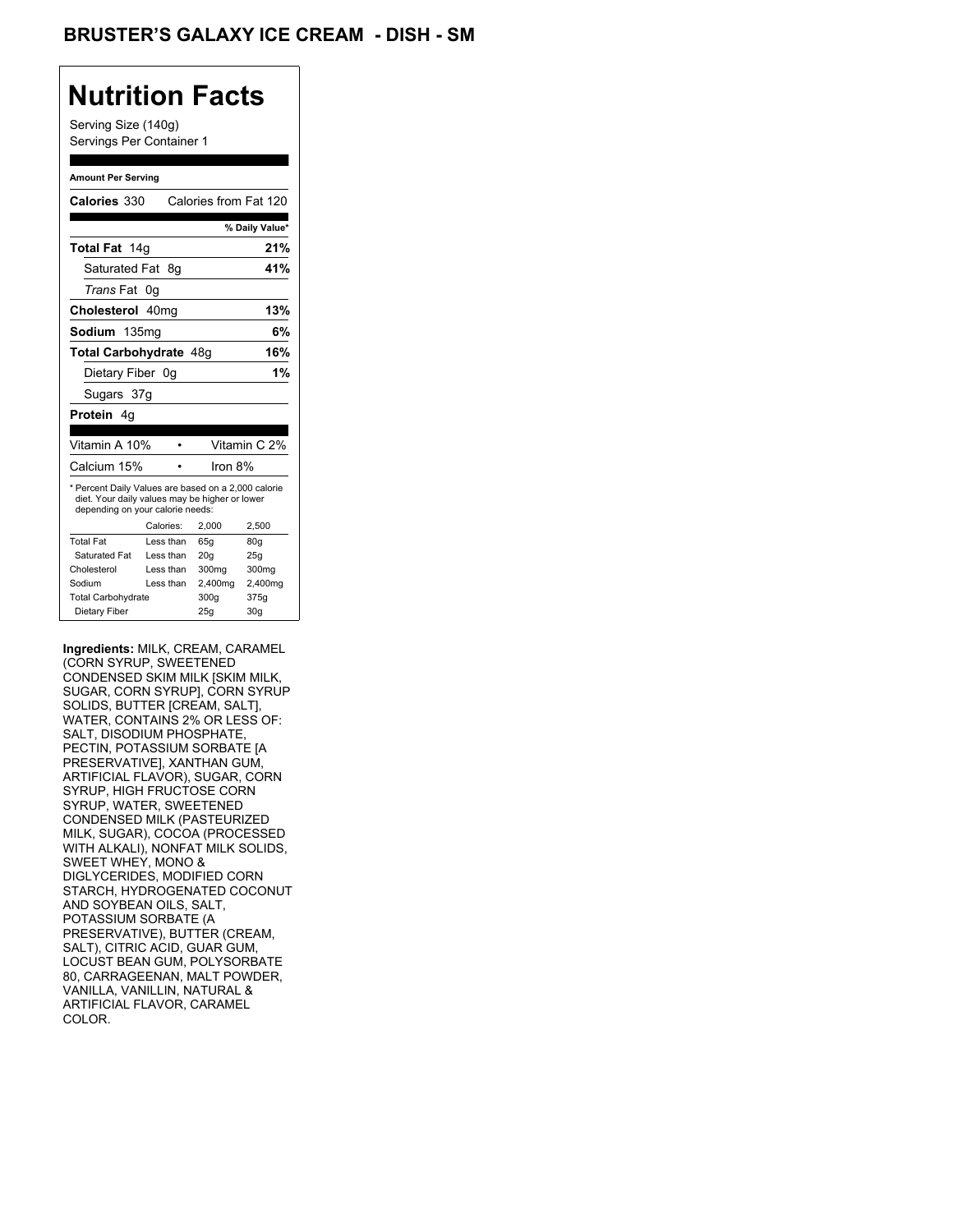# BRUSTER'S GALAXY ICE CREAM - DISH - SM

## Nutrition Facts

Serving Size (140g)
Servings Per Container 1

**Amount Per Serving**

**Calories** 330 Calories from Fat 120

| | % Daily Value* |
|---|---|
| **Total Fat** 14g | **21%** |
| Saturated Fat 8g | **41%** |
| *Trans* Fat 0g | |
| **Cholesterol** 40mg | **13%** |
| **Sodium** 135mg | **6%** |
| **Total Carbohydrate** 48g | **16%** |
| Dietary Fiber 0g | **1%** |
| Sugars 37g | |
| **Protein** 4g | |

| | |
|---|---|
| Vitamin A 10% | Vitamin C 2% |
| Calcium 15% | Iron 8% |

* Percent Daily Values are based on a 2,000 calorie diet. Your daily values may be higher or lower depending on your calorie needs:

| | Calories: | 2,000 | 2,500 |
|---|---|---|---|
| Total Fat | Less than | 65g | 80g |
| Saturated Fat | Less than | 20g | 25g |
| Cholesterol | Less than | 300mg | 300mg |
| Sodium | Less than | 2,400mg | 2,400mg |
| Total Carbohydrate | | 300g | 375g |
| Dietary Fiber | | 25g | 30g |

**Ingredients:** MILK, CREAM, CARAMEL (CORN SYRUP, SWEETENED CONDENSED SKIM MILK [SKIM MILK, SUGAR, CORN SYRUP], CORN SYRUP SOLIDS, BUTTER [CREAM, SALT], WATER, CONTAINS 2% OR LESS OF: SALT, DISODIUM PHOSPHATE, PECTIN, POTASSIUM SORBATE [A PRESERVATIVE], XANTHAN GUM, ARTIFICIAL FLAVOR), SUGAR, CORN SYRUP, HIGH FRUCTOSE CORN SYRUP, WATER, SWEETENED CONDENSED MILK (PASTEURIZED MILK, SUGAR), COCOA (PROCESSED WITH ALKALI), NONFAT MILK SOLIDS, SWEET WHEY, MONO & DIGLYCERIDES, MODIFIED CORN STARCH, HYDROGENATED COCONUT AND SOYBEAN OILS, SALT, POTASSIUM SORBATE (A PRESERVATIVE), BUTTER (CREAM, SALT), CITRIC ACID, GUAR GUM, LOCUST BEAN GUM, POLYSORBATE 80, CARRAGEENAN, MALT POWDER, VANILLA, VANILLIN, NATURAL & ARTIFICIAL FLAVOR, CARAMEL COLOR.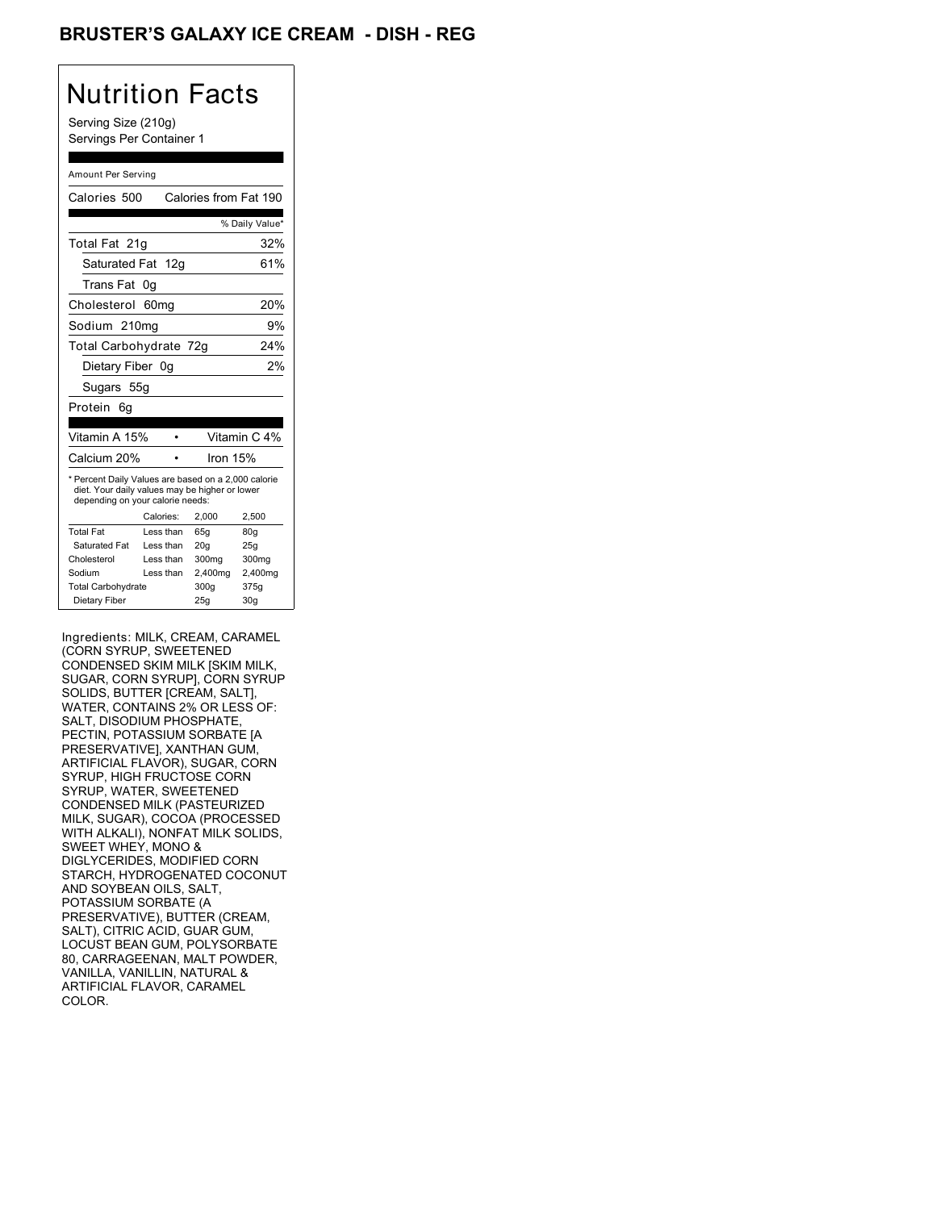# BRUSTER'S GALAXY ICE CREAM - DISH - REG

## Nutrition Facts

Serving Size (210g)
Servings Per Container 1

Amount Per Serving

Calories 500 Calories from Fat 190

| | % Daily Value* |
|---|---|
| Total Fat 21g | 32% |
| Saturated Fat 12g | 61% |
| Trans Fat 0g | |
| Cholesterol 60mg | 20% |
| Sodium 210mg | 9% |
| Total Carbohydrate 72g | 24% |
| Dietary Fiber 0g | 2% |
| Sugars 55g | |
| Protein 6g | |

| | |
|---|---|
| Vitamin A 15% | Vitamin C 4% |
| Calcium 20% | Iron 15% |

* Percent Daily Values are based on a 2,000 calorie diet. Your daily values may be higher or lower depending on your calorie needs:

| | Calories: | 2,000 | 2,500 |
|---|---|---|---|
| Total Fat | Less than | 65g | 80g |
| Saturated Fat | Less than | 20g | 25g |
| Cholesterol | Less than | 300mg | 300mg |
| Sodium | Less than | 2,400mg | 2,400mg |
| Total Carbohydrate | | 300g | 375g |
| Dietary Fiber | | 25g | 30g |

Ingredients: MILK, CREAM, CARAMEL (CORN SYRUP, SWEETENED CONDENSED SKIM MILK [SKIM MILK, SUGAR, CORN SYRUP], CORN SYRUP SOLIDS, BUTTER [CREAM, SALT], WATER, CONTAINS 2% OR LESS OF: SALT, DISODIUM PHOSPHATE, PECTIN, POTASSIUM SORBATE [A PRESERVATIVE], XANTHAN GUM, ARTIFICIAL FLAVOR), SUGAR, CORN SYRUP, HIGH FRUCTOSE CORN SYRUP, WATER, SWEETENED CONDENSED MILK (PASTEURIZED MILK, SUGAR), COCOA (PROCESSED WITH ALKALI), NONFAT MILK SOLIDS, SWEET WHEY, MONO & DIGLYCERIDES, MODIFIED CORN STARCH, HYDROGENATED COCONUT AND SOYBEAN OILS, SALT, POTASSIUM SORBATE (A PRESERVATIVE), BUTTER (CREAM, SALT), CITRIC ACID, GUAR GUM, LOCUST BEAN GUM, POLYSORBATE 80, CARRAGEENAN, MALT POWDER, VANILLA, VANILLIN, NATURAL & ARTIFICIAL FLAVOR, CARAMEL COLOR.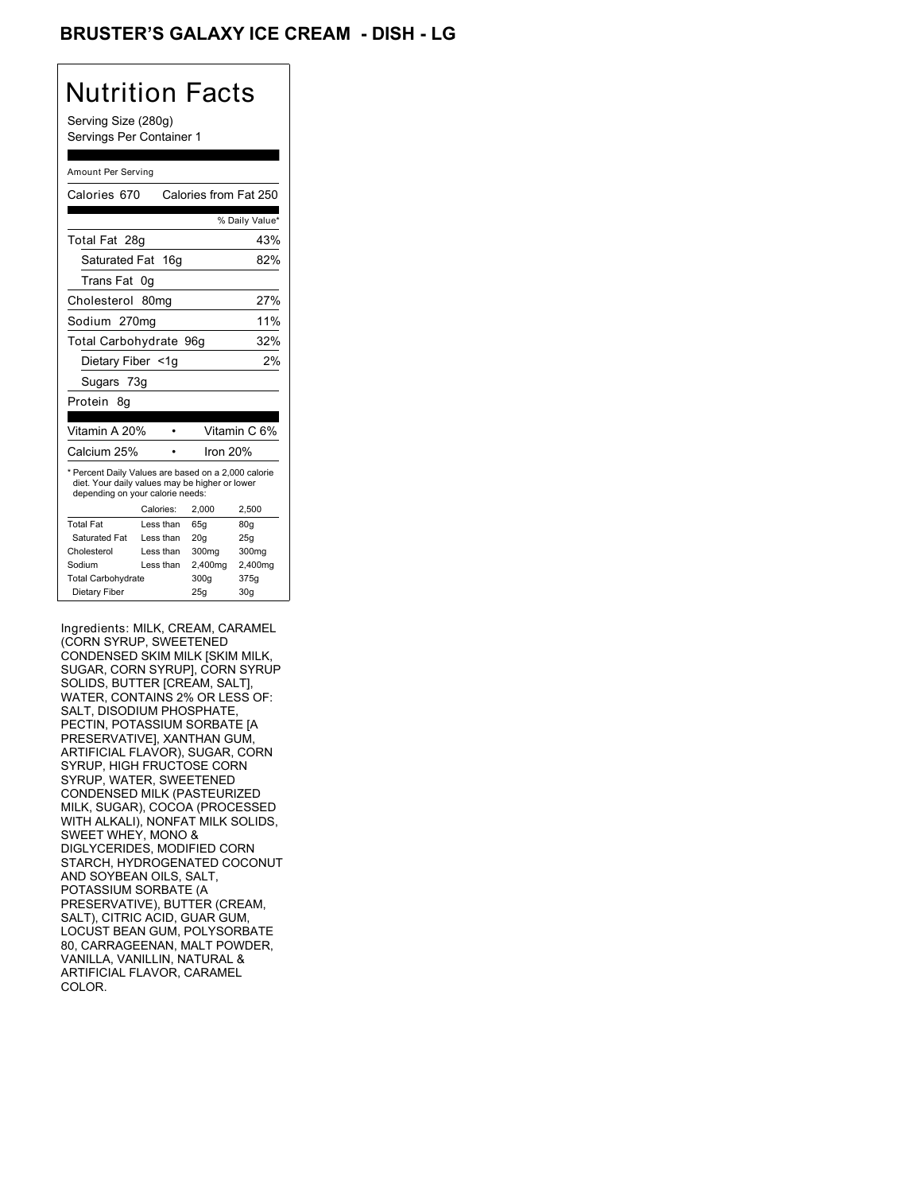# BRUSTER'S GALAXY ICE CREAM - DISH - LG

## Nutrition Facts

Serving Size (280g)
Servings Per Container 1

Amount Per Serving

| Calories 670 | Calories from Fat 250 |
|---|---|
| | % Daily Value* |
| Total Fat 28g | 43% |
| Saturated Fat 16g | 82% |
| Trans Fat 0g | |
| Cholesterol 80mg | 27% |
| Sodium 270mg | 11% |
| Total Carbohydrate 96g | 32% |
| Dietary Fiber <1g | 2% |
| Sugars 73g | |
| Protein 8g | |

| Vitamin A 20% | • | Vitamin C 6% |
|---|---|---|
| Calcium 25% | • | Iron 20% |

* Percent Daily Values are based on a 2,000 calorie diet. Your daily values may be higher or lower depending on your calorie needs:

| | Calories: | 2,000 | 2,500 |
|---|---|---|---|
| Total Fat | Less than | 65g | 80g |
| Saturated Fat | Less than | 20g | 25g |
| Cholesterol | Less than | 300mg | 300mg |
| Sodium | Less than | 2,400mg | 2,400mg |
| Total Carbohydrate | | 300g | 375g |
| Dietary Fiber | | 25g | 30g |

Ingredients: MILK, CREAM, CARAMEL (CORN SYRUP, SWEETENED CONDENSED SKIM MILK [SKIM MILK, SUGAR, CORN SYRUP], CORN SYRUP SOLIDS, BUTTER [CREAM, SALT], WATER, CONTAINS 2% OR LESS OF: SALT, DISODIUM PHOSPHATE, PECTIN, POTASSIUM SORBATE [A PRESERVATIVE], XANTHAN GUM, ARTIFICIAL FLAVOR), SUGAR, CORN SYRUP, HIGH FRUCTOSE CORN SYRUP, WATER, SWEETENED CONDENSED MILK (PASTEURIZED MILK, SUGAR), COCOA (PROCESSED WITH ALKALI), NONFAT MILK SOLIDS, SWEET WHEY, MONO & DIGLYCERIDES, MODIFIED CORN STARCH, HYDROGENATED COCONUT AND SOYBEAN OILS, SALT, POTASSIUM SORBATE (A PRESERVATIVE), BUTTER (CREAM, SALT), CITRIC ACID, GUAR GUM, LOCUST BEAN GUM, POLYSORBATE 80, CARRAGEENAN, MALT POWDER, VANILLA, VANILLIN, NATURAL & ARTIFICIAL FLAVOR, CARAMEL COLOR.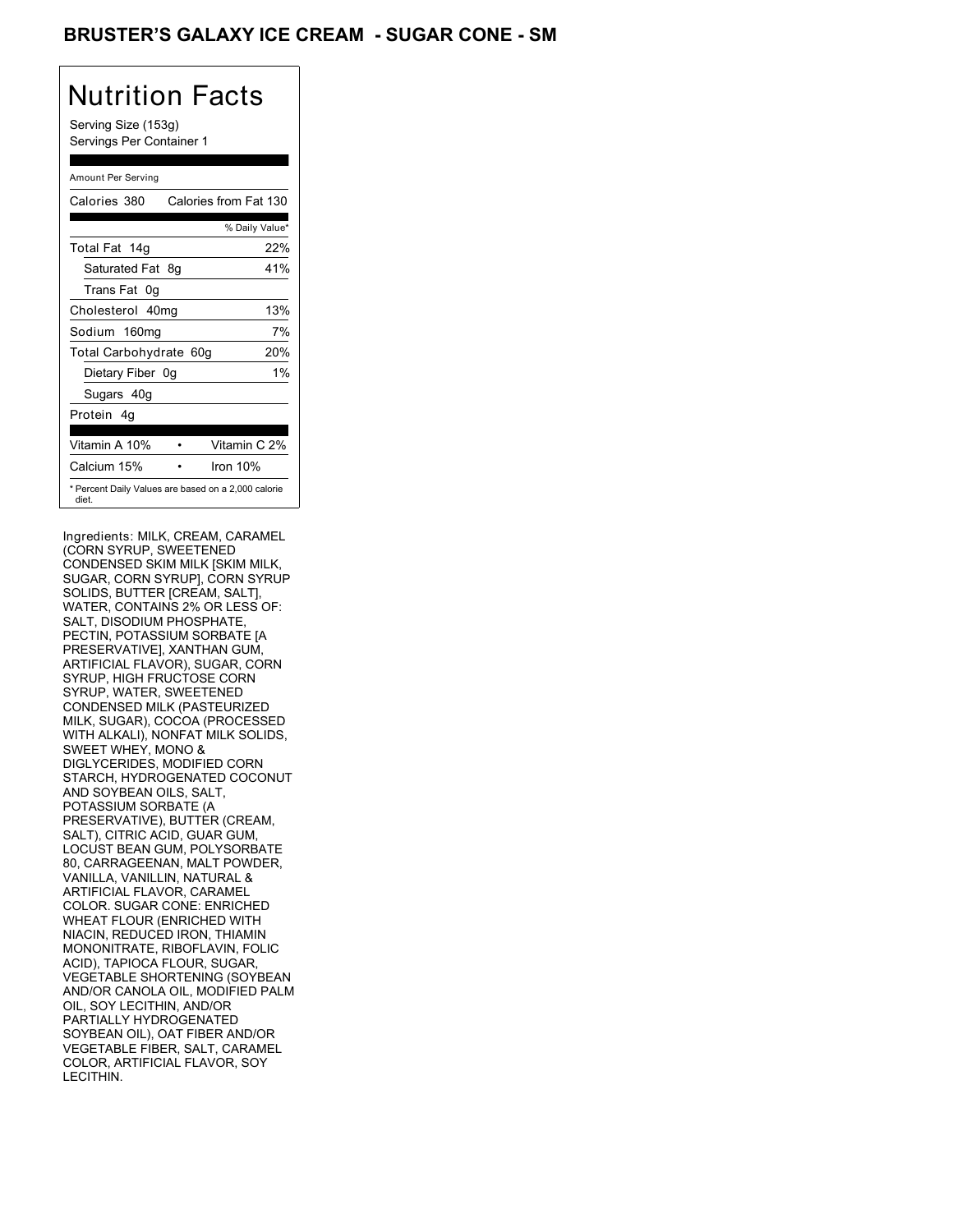# BRUSTER'S GALAXY ICE CREAM - SUGAR CONE - SM

## Nutrition Facts

Serving Size (153g)
Servings Per Container 1

Amount Per Serving

| Calories 380 | Calories from Fat 130 |
|---|---|
| | % Daily Value* |
| Total Fat 14g | 22% |
| Saturated Fat 8g | 41% |
| Trans Fat 0g | |
| Cholesterol 40mg | 13% |
| Sodium 160mg | 7% |
| Total Carbohydrate 60g | 20% |
| Dietary Fiber 0g | 1% |
| Sugars 40g | |
| Protein 4g | |

| Vitamin A 10% | • | Vitamin C 2% |
|---|---|---|
| Calcium 15% | • | Iron 10% |

* Percent Daily Values are based on a 2,000 calorie diet.

Ingredients: MILK, CREAM, CARAMEL (CORN SYRUP, SWEETENED CONDENSED SKIM MILK [SKIM MILK, SUGAR, CORN SYRUP], CORN SYRUP SOLIDS, BUTTER [CREAM, SALT], WATER, CONTAINS 2% OR LESS OF: SALT, DISODIUM PHOSPHATE, PECTIN, POTASSIUM SORBATE [A PRESERVATIVE], XANTHAN GUM, ARTIFICIAL FLAVOR), SUGAR, CORN SYRUP, HIGH FRUCTOSE CORN SYRUP, WATER, SWEETENED CONDENSED MILK (PASTEURIZED MILK, SUGAR), COCOA (PROCESSED WITH ALKALI), NONFAT MILK SOLIDS, SWEET WHEY, MONO & DIGLYCERIDES, MODIFIED CORN STARCH, HYDROGENATED COCONUT AND SOYBEAN OILS, SALT, POTASSIUM SORBATE (A PRESERVATIVE), BUTTER (CREAM, SALT), CITRIC ACID, GUAR GUM, LOCUST BEAN GUM, POLYSORBATE 80, CARRAGEENAN, MALT POWDER, VANILLA, VANILLIN, NATURAL & ARTIFICIAL FLAVOR, CARAMEL COLOR. SUGAR CONE: ENRICHED WHEAT FLOUR (ENRICHED WITH NIACIN, REDUCED IRON, THIAMIN MONONITRATE, RIBOFLAVIN, FOLIC ACID), TAPIOCA FLOUR, SUGAR, VEGETABLE SHORTENING (SOYBEAN AND/OR CANOLA OIL, MODIFIED PALM OIL, SOY LECITHIN, AND/OR PARTIALLY HYDROGENATED SOYBEAN OIL), OAT FIBER AND/OR VEGETABLE FIBER, SALT, CARAMEL COLOR, ARTIFICIAL FLAVOR, SOY LECITHIN.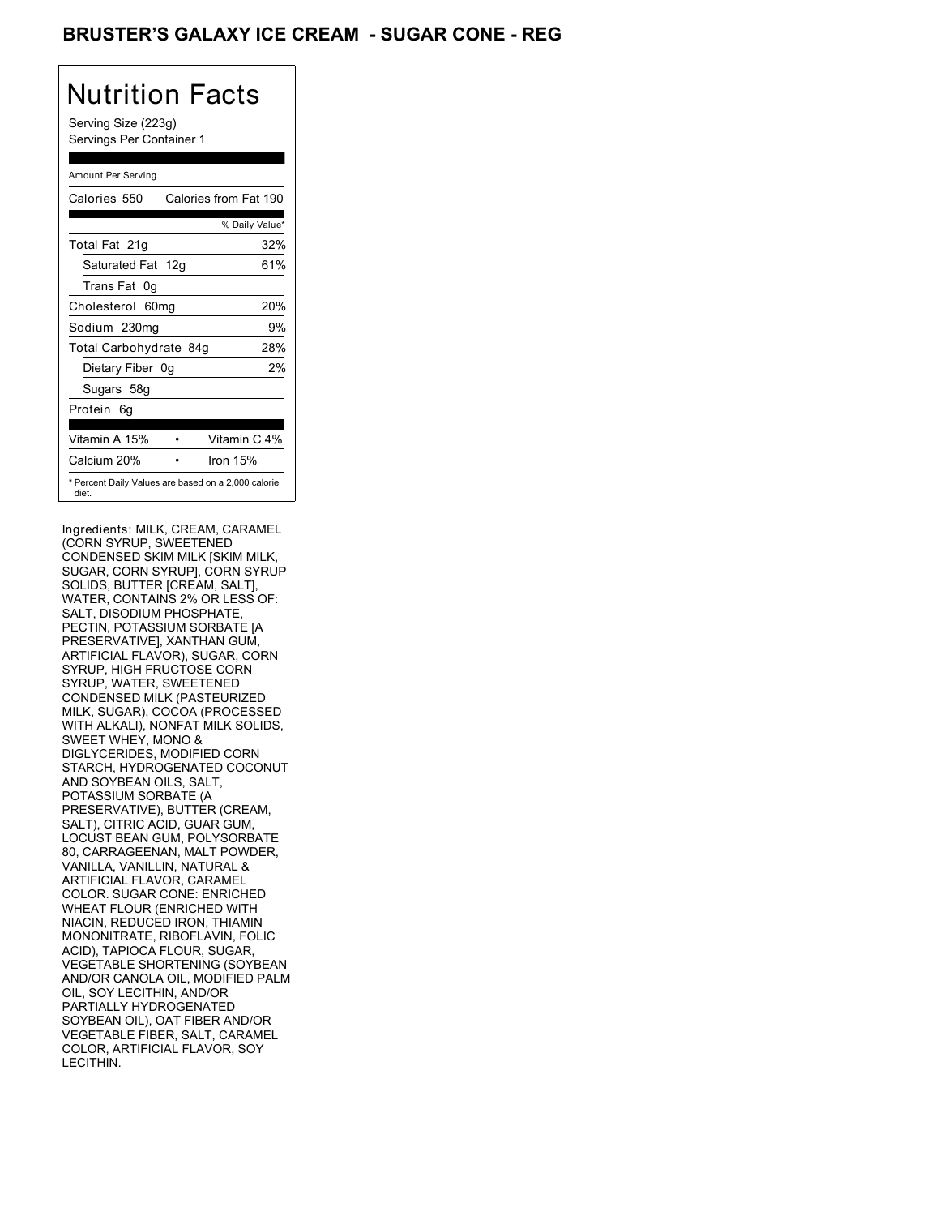# BRUSTER'S GALAXY ICE CREAM - SUGAR CONE - REG

## Nutrition Facts

Serving Size (223g)
Servings Per Container 1

Amount Per Serving

| Calories 550 | Calories from Fat 190 |
|---|---|
| | % Daily Value* |
| Total Fat 21g | 32% |
| Saturated Fat 12g | 61% |
| Trans Fat 0g | |
| Cholesterol 60mg | 20% |
| Sodium 230mg | 9% |
| Total Carbohydrate 84g | 28% |
| Dietary Fiber 0g | 2% |
| Sugars 58g | |
| Protein 6g | |
| Vitamin A 15% | Vitamin C 4% |
| Calcium 20% | Iron 15% |

* Percent Daily Values are based on a 2,000 calorie diet.

Ingredients: MILK, CREAM, CARAMEL (CORN SYRUP, SWEETENED CONDENSED SKIM MILK [SKIM MILK, SUGAR, CORN SYRUP], CORN SYRUP SOLIDS, BUTTER [CREAM, SALT], WATER, CONTAINS 2% OR LESS OF: SALT, DISODIUM PHOSPHATE, PECTIN, POTASSIUM SORBATE [A PRESERVATIVE], XANTHAN GUM, ARTIFICIAL FLAVOR), SUGAR, CORN SYRUP, HIGH FRUCTOSE CORN SYRUP, WATER, SWEETENED CONDENSED MILK (PASTEURIZED MILK, SUGAR), COCOA (PROCESSED WITH ALKALI), NONFAT MILK SOLIDS, SWEET WHEY, MONO & DIGLYCERIDES, MODIFIED CORN STARCH, HYDROGENATED COCONUT AND SOYBEAN OILS, SALT, POTASSIUM SORBATE (A PRESERVATIVE), BUTTER (CREAM, SALT), CITRIC ACID, GUAR GUM, LOCUST BEAN GUM, POLYSORBATE 80, CARRAGEENAN, MALT POWDER, VANILLA, VANILLIN, NATURAL & ARTIFICIAL FLAVOR, CARAMEL COLOR. SUGAR CONE: ENRICHED WHEAT FLOUR (ENRICHED WITH NIACIN, REDUCED IRON, THIAMIN MONONITRATE, RIBOFLAVIN, FOLIC ACID), TAPIOCA FLOUR, SUGAR, VEGETABLE SHORTENING (SOYBEAN AND/OR CANOLA OIL, MODIFIED PALM OIL, SOY LECITHIN, AND/OR PARTIALLY HYDROGENATED SOYBEAN OIL), OAT FIBER AND/OR VEGETABLE FIBER, SALT, CARAMEL COLOR, ARTIFICIAL FLAVOR, SOY LECITHIN.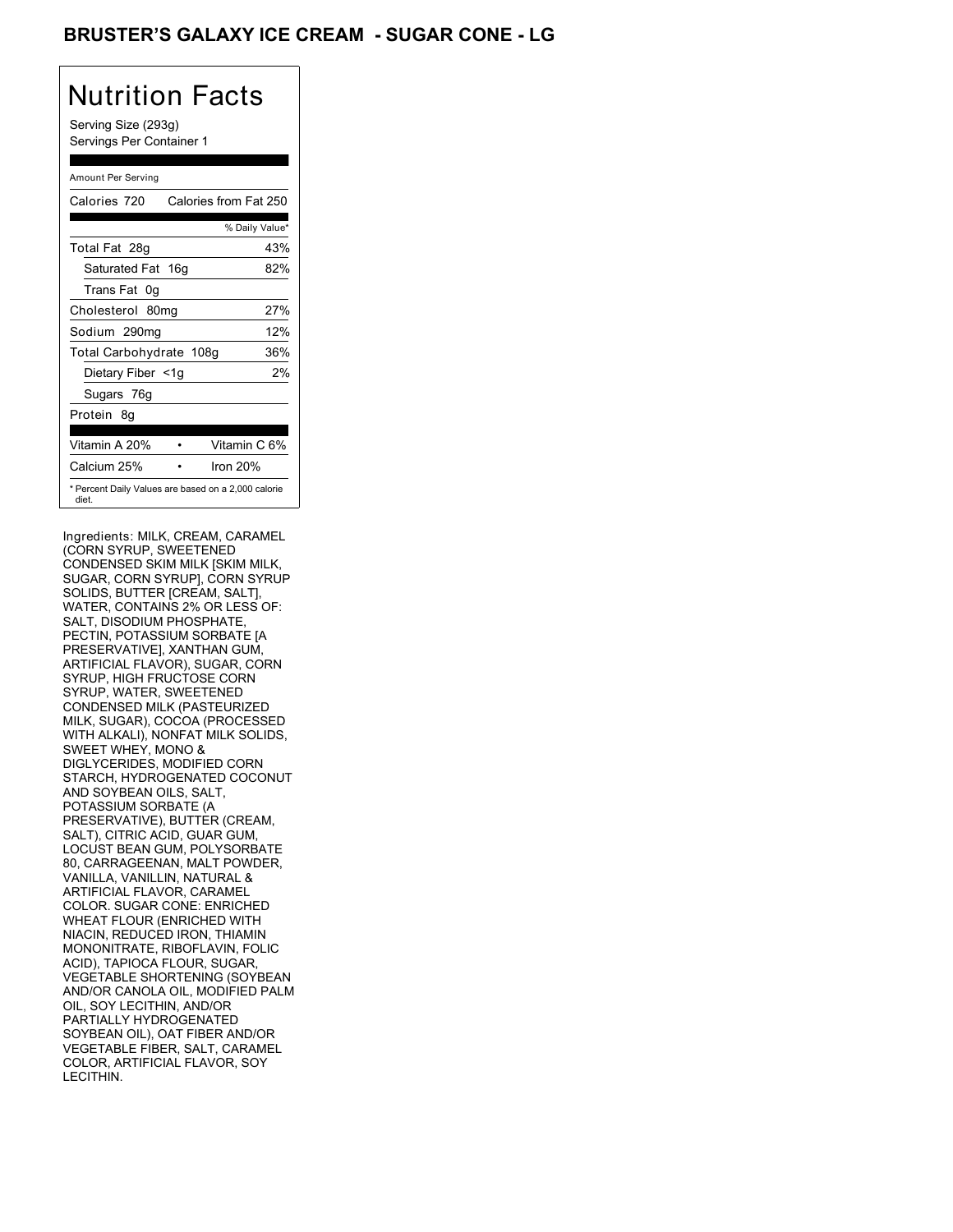# BRUSTER'S GALAXY ICE CREAM - SUGAR CONE - LG

## Nutrition Facts

Serving Size (293g)
Servings Per Container 1

| Amount Per Serving | |
|---|---|
| Calories 720 | Calories from Fat 250 |
| | % Daily Value* |
| Total Fat 28g | 43% |
| Saturated Fat 16g | 82% |
| Trans Fat 0g | |
| Cholesterol 80mg | 27% |
| Sodium 290mg | 12% |
| Total Carbohydrate 108g | 36% |
| Dietary Fiber <1g | 2% |
| Sugars 76g | |
| Protein 8g | |
| Vitamin A 20% | Vitamin C 6% |
| Calcium 25% | Iron 20% |

* Percent Daily Values are based on a 2,000 calorie diet.

Ingredients: MILK, CREAM, CARAMEL (CORN SYRUP, SWEETENED CONDENSED SKIM MILK [SKIM MILK, SUGAR, CORN SYRUP], CORN SYRUP SOLIDS, BUTTER [CREAM, SALT], WATER, CONTAINS 2% OR LESS OF: SALT, DISODIUM PHOSPHATE, PECTIN, POTASSIUM SORBATE [A PRESERVATIVE], XANTHAN GUM, ARTIFICIAL FLAVOR), SUGAR, CORN SYRUP, HIGH FRUCTOSE CORN SYRUP, WATER, SWEETENED CONDENSED MILK (PASTEURIZED MILK, SUGAR), COCOA (PROCESSED WITH ALKALI), NONFAT MILK SOLIDS, SWEET WHEY, MONO & DIGLYCERIDES, MODIFIED CORN STARCH, HYDROGENATED COCONUT AND SOYBEAN OILS, SALT, POTASSIUM SORBATE (A PRESERVATIVE), BUTTER (CREAM, SALT), CITRIC ACID, GUAR GUM, LOCUST BEAN GUM, POLYSORBATE 80, CARRAGEENAN, MALT POWDER, VANILLA, VANILLIN, NATURAL & ARTIFICIAL FLAVOR, CARAMEL COLOR. SUGAR CONE: ENRICHED WHEAT FLOUR (ENRICHED WITH NIACIN, REDUCED IRON, THIAMIN MONONITRATE, RIBOFLAVIN, FOLIC ACID), TAPIOCA FLOUR, SUGAR, VEGETABLE SHORTENING (SOYBEAN AND/OR CANOLA OIL, MODIFIED PALM OIL, SOY LECITHIN, AND/OR PARTIALLY HYDROGENATED SOYBEAN OIL), OAT FIBER AND/OR VEGETABLE FIBER, SALT, CARAMEL COLOR, ARTIFICIAL FLAVOR, SOY LECITHIN.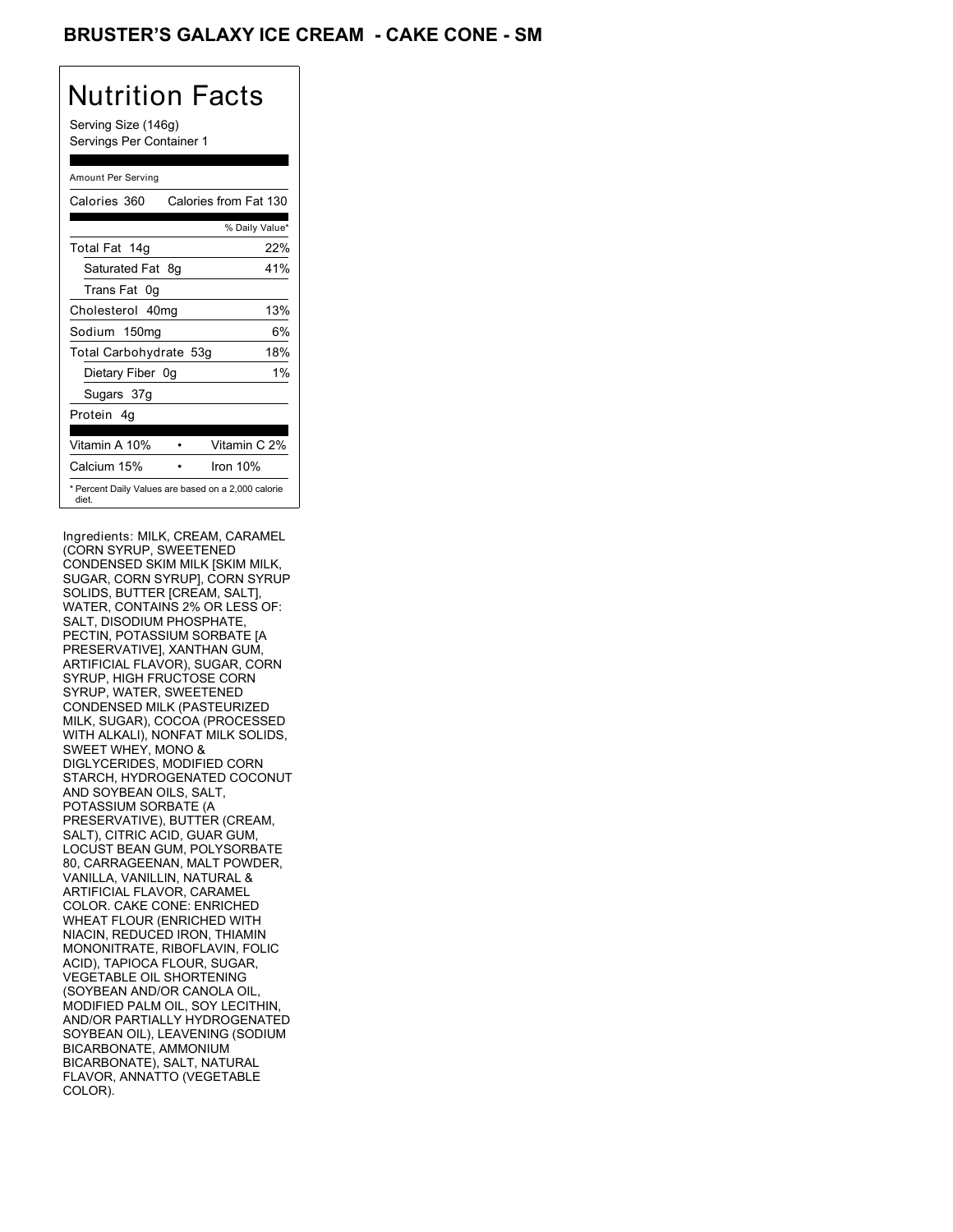# BRUSTER'S GALAXY ICE CREAM - CAKE CONE - SM

## Nutrition Facts

Serving Size (146g)
Servings Per Container 1

Amount Per Serving

| Calories 360 | Calories from Fat 130 |
|---|---|
| | % Daily Value* |
| Total Fat 14g | 22% |
| Saturated Fat 8g | 41% |
| Trans Fat 0g | |
| Cholesterol 40mg | 13% |
| Sodium 150mg | 6% |
| Total Carbohydrate 53g | 18% |
| Dietary Fiber 0g | 1% |
| Sugars 37g | |
| Protein 4g | |
| Vitamin A 10% • | Vitamin C 2% |
| Calcium 15% • | Iron 10% |

* Percent Daily Values are based on a 2,000 calorie diet.

Ingredients: MILK, CREAM, CARAMEL (CORN SYRUP, SWEETENED CONDENSED SKIM MILK [SKIM MILK, SUGAR, CORN SYRUP], CORN SYRUP SOLIDS, BUTTER [CREAM, SALT], WATER, CONTAINS 2% OR LESS OF: SALT, DISODIUM PHOSPHATE, PECTIN, POTASSIUM SORBATE [A PRESERVATIVE], XANTHAN GUM, ARTIFICIAL FLAVOR), SUGAR, CORN SYRUP, HIGH FRUCTOSE CORN SYRUP, WATER, SWEETENED CONDENSED MILK (PASTEURIZED MILK, SUGAR), COCOA (PROCESSED WITH ALKALI), NONFAT MILK SOLIDS, SWEET WHEY, MONO & DIGLYCERIDES, MODIFIED CORN STARCH, HYDROGENATED COCONUT AND SOYBEAN OILS, SALT, POTASSIUM SORBATE (A PRESERVATIVE), BUTTER (CREAM, SALT), CITRIC ACID, GUAR GUM, LOCUST BEAN GUM, POLYSORBATE 80, CARRAGEENAN, MALT POWDER, VANILLA, VANILLIN, NATURAL & ARTIFICIAL FLAVOR, CARAMEL COLOR. CAKE CONE: ENRICHED WHEAT FLOUR (ENRICHED WITH NIACIN, REDUCED IRON, THIAMIN MONONITRATE, RIBOFLAVIN, FOLIC ACID), TAPIOCA FLOUR, SUGAR, VEGETABLE OIL SHORTENING (SOYBEAN AND/OR CANOLA OIL, MODIFIED PALM OIL, SOY LECITHIN, AND/OR PARTIALLY HYDROGENATED SOYBEAN OIL), LEAVENING (SODIUM BICARBONATE, AMMONIUM BICARBONATE), SALT, NATURAL FLAVOR, ANNATTO (VEGETABLE COLOR).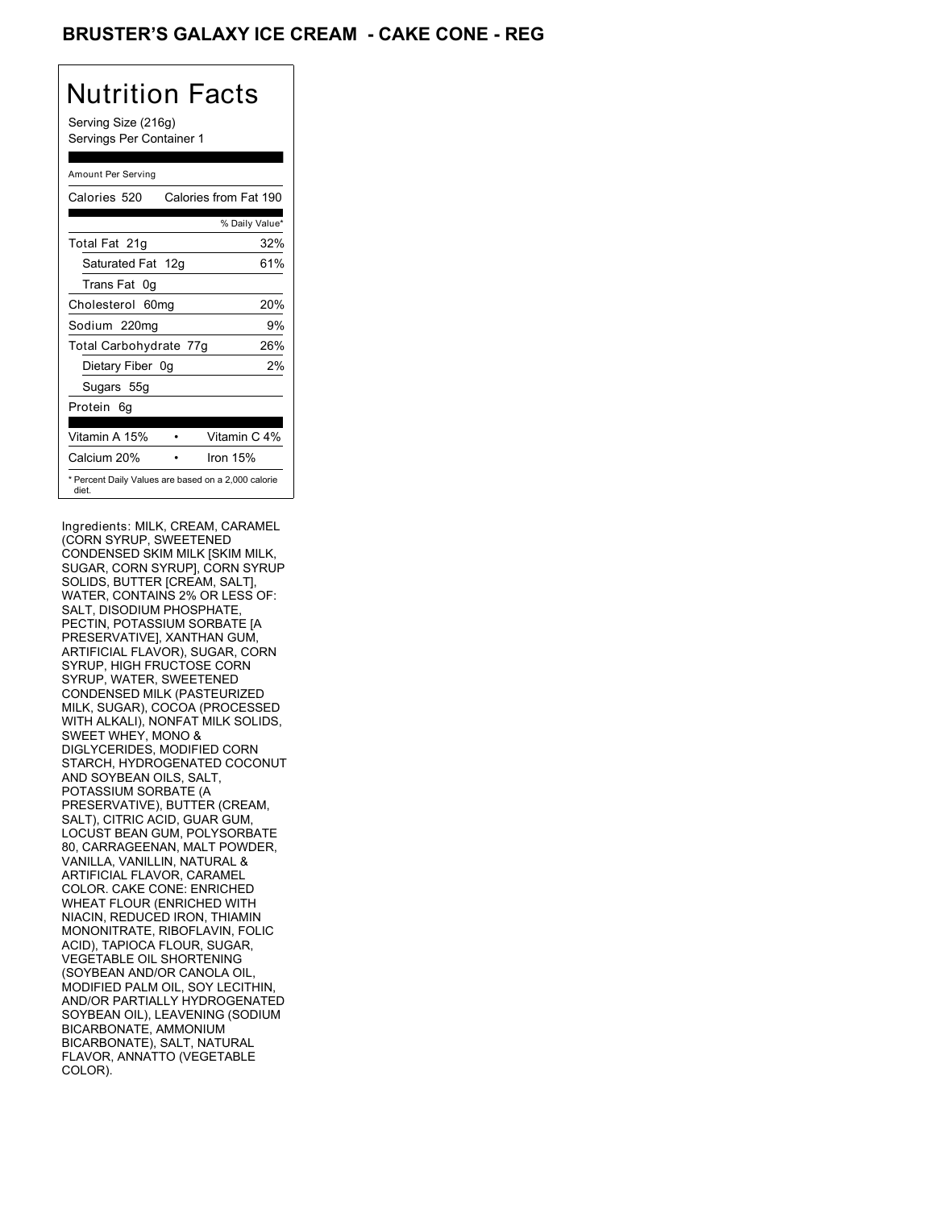# BRUSTER'S GALAXY ICE CREAM - CAKE CONE - REG

## Nutrition Facts

Serving Size (216g)
Servings Per Container 1

| Amount Per Serving | |
|---|---|
| Calories 520 | Calories from Fat 190 |
| | % Daily Value* |
| Total Fat 21g | 32% |
| Saturated Fat 12g | 61% |
| Trans Fat 0g | |
| Cholesterol 60mg | 20% |
| Sodium 220mg | 9% |
| Total Carbohydrate 77g | 26% |
| Dietary Fiber 0g | 2% |
| Sugars 55g | |
| Protein 6g | |
| Vitamin A 15% | Vitamin C 4% |
| Calcium 20% | Iron 15% |

* Percent Daily Values are based on a 2,000 calorie diet.

Ingredients: MILK, CREAM, CARAMEL (CORN SYRUP, SWEETENED CONDENSED SKIM MILK [SKIM MILK, SUGAR, CORN SYRUP], CORN SYRUP SOLIDS, BUTTER [CREAM, SALT], WATER, CONTAINS 2% OR LESS OF: SALT, DISODIUM PHOSPHATE, PECTIN, POTASSIUM SORBATE [A PRESERVATIVE], XANTHAN GUM, ARTIFICIAL FLAVOR), SUGAR, CORN SYRUP, HIGH FRUCTOSE CORN SYRUP, WATER, SWEETENED CONDENSED MILK (PASTEURIZED MILK, SUGAR), COCOA (PROCESSED WITH ALKALI), NONFAT MILK SOLIDS, SWEET WHEY, MONO & DIGLYCERIDES, MODIFIED CORN STARCH, HYDROGENATED COCONUT AND SOYBEAN OILS, SALT, POTASSIUM SORBATE (A PRESERVATIVE), BUTTER (CREAM, SALT), CITRIC ACID, GUAR GUM, LOCUST BEAN GUM, POLYSORBATE 80, CARRAGEENAN, MALT POWDER, VANILLA, VANILLIN, NATURAL & ARTIFICIAL FLAVOR, CARAMEL COLOR. CAKE CONE: ENRICHED WHEAT FLOUR (ENRICHED WITH NIACIN, REDUCED IRON, THIAMIN MONONITRATE, RIBOFLAVIN, FOLIC ACID), TAPIOCA FLOUR, SUGAR, VEGETABLE OIL SHORTENING (SOYBEAN AND/OR CANOLA OIL, MODIFIED PALM OIL, SOY LECITHIN, AND/OR PARTIALLY HYDROGENATED SOYBEAN OIL), LEAVENING (SODIUM BICARBONATE, AMMONIUM BICARBONATE), SALT, NATURAL FLAVOR, ANNATTO (VEGETABLE COLOR).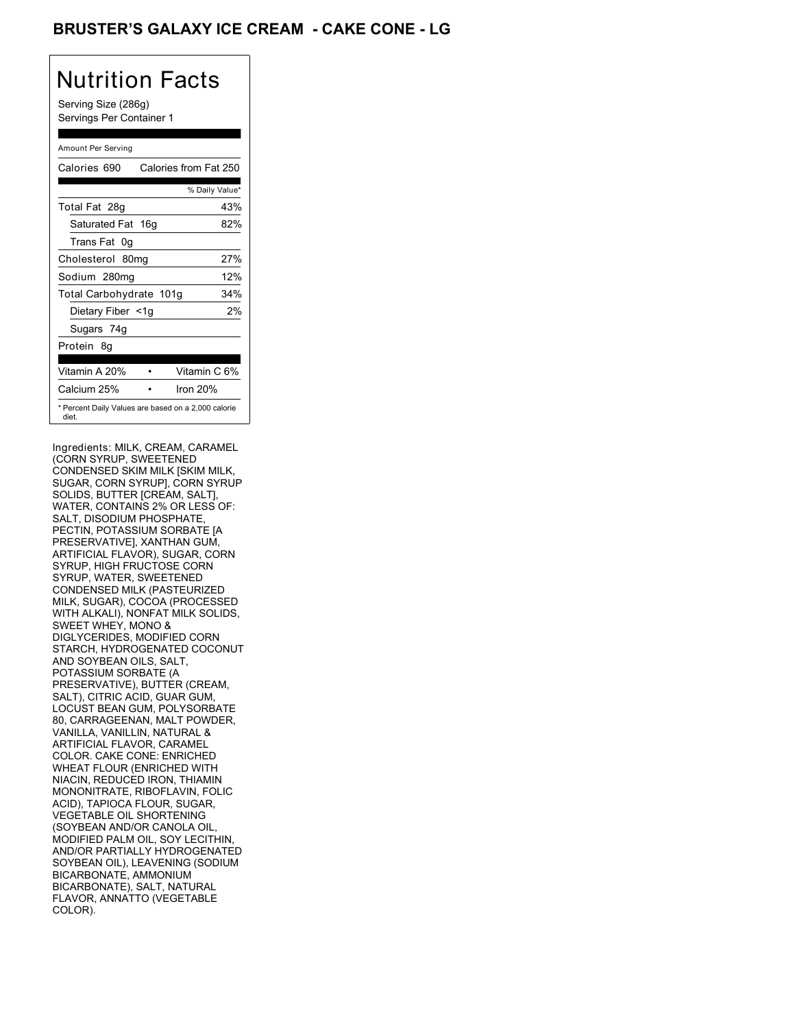# BRUSTER'S GALAXY ICE CREAM - CAKE CONE - LG

## Nutrition Facts

Serving Size (286g)
Servings Per Container 1

| Amount Per Serving | |
|---|---|
| Calories 690 | Calories from Fat 250 |
| | % Daily Value* |
| Total Fat 28g | 43% |
| Saturated Fat 16g | 82% |
| Trans Fat 0g | |
| Cholesterol 80mg | 27% |
| Sodium 280mg | 12% |
| Total Carbohydrate 101g | 34% |
| Dietary Fiber <1g | 2% |
| Sugars 74g | |
| Protein 8g | |
| Vitamin A 20% | Vitamin C 6% |
| Calcium 25% | Iron 20% |

* Percent Daily Values are based on a 2,000 calorie diet.

Ingredients: MILK, CREAM, CARAMEL (CORN SYRUP, SWEETENED CONDENSED SKIM MILK [SKIM MILK, SUGAR, CORN SYRUP], CORN SYRUP SOLIDS, BUTTER [CREAM, SALT], WATER, CONTAINS 2% OR LESS OF: SALT, DISODIUM PHOSPHATE, PECTIN, POTASSIUM SORBATE [A PRESERVATIVE], XANTHAN GUM, ARTIFICIAL FLAVOR), SUGAR, CORN SYRUP, HIGH FRUCTOSE CORN SYRUP, WATER, SWEETENED CONDENSED MILK (PASTEURIZED MILK, SUGAR), COCOA (PROCESSED WITH ALKALI), NONFAT MILK SOLIDS, SWEET WHEY, MONO & DIGLYCERIDES, MODIFIED CORN STARCH, HYDROGENATED COCONUT AND SOYBEAN OILS, SALT, POTASSIUM SORBATE (A PRESERVATIVE), BUTTER (CREAM, SALT), CITRIC ACID, GUAR GUM, LOCUST BEAN GUM, POLYSORBATE 80, CARRAGEENAN, MALT POWDER, VANILLA, VANILLIN, NATURAL & ARTIFICIAL FLAVOR, CARAMEL COLOR. CAKE CONE: ENRICHED WHEAT FLOUR (ENRICHED WITH NIACIN, REDUCED IRON, THIAMIN MONONITRATE, RIBOFLAVIN, FOLIC ACID), TAPIOCA FLOUR, SUGAR, VEGETABLE OIL SHORTENING (SOYBEAN AND/OR CANOLA OIL, MODIFIED PALM OIL, SOY LECITHIN, AND/OR PARTIALLY HYDROGENATED SOYBEAN OIL), LEAVENING (SODIUM BICARBONATE, AMMONIUM BICARBONATE), SALT, NATURAL FLAVOR, ANNATTO (VEGETABLE COLOR).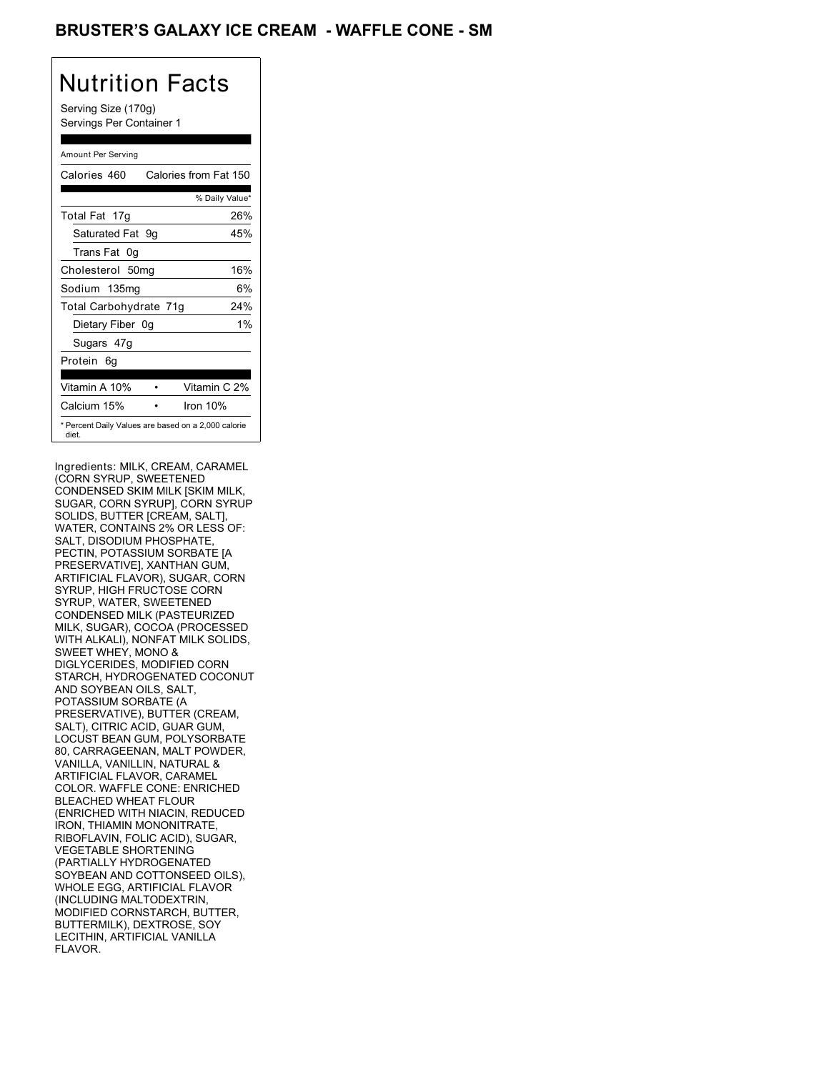# BRUSTER'S GALAXY ICE CREAM - WAFFLE CONE - SM

## Nutrition Facts

Serving Size (170g)
Servings Per Container 1

Amount Per Serving

| Calories 460 | Calories from Fat 150 |
|---|---|
| | % Daily Value* |
| Total Fat 17g | 26% |
| Saturated Fat 9g | 45% |
| Trans Fat 0g | |
| Cholesterol 50mg | 16% |
| Sodium 135mg | 6% |
| Total Carbohydrate 71g | 24% |
| Dietary Fiber 0g | 1% |
| Sugars 47g | |
| Protein 6g | |

| Vitamin A 10% | • | Vitamin C 2% |
|---|---|---|
| Calcium 15% | • | Iron 10% |

\* Percent Daily Values are based on a 2,000 calorie diet.

Ingredients: MILK, CREAM, CARAMEL (CORN SYRUP, SWEETENED CONDENSED SKIM MILK [SKIM MILK, SUGAR, CORN SYRUP], CORN SYRUP SOLIDS, BUTTER [CREAM, SALT], WATER, CONTAINS 2% OR LESS OF: SALT, DISODIUM PHOSPHATE, PECTIN, POTASSIUM SORBATE [A PRESERVATIVE], XANTHAN GUM, ARTIFICIAL FLAVOR), SUGAR, CORN SYRUP, HIGH FRUCTOSE CORN SYRUP, WATER, SWEETENED CONDENSED MILK (PASTEURIZED MILK, SUGAR), COCOA (PROCESSED WITH ALKALI), NONFAT MILK SOLIDS, SWEET WHEY, MONO & DIGLYCERIDES, MODIFIED CORN STARCH, HYDROGENATED COCONUT AND SOYBEAN OILS, SALT, POTASSIUM SORBATE (A PRESERVATIVE), BUTTER (CREAM, SALT), CITRIC ACID, GUAR GUM, LOCUST BEAN GUM, POLYSORBATE 80, CARRAGEENAN, MALT POWDER, VANILLA, VANILLIN, NATURAL & ARTIFICIAL FLAVOR, CARAMEL COLOR. WAFFLE CONE: ENRICHED BLEACHED WHEAT FLOUR (ENRICHED WITH NIACIN, REDUCED IRON, THIAMIN MONONITRATE, RIBOFLAVIN, FOLIC ACID), SUGAR, VEGETABLE SHORTENING (PARTIALLY HYDROGENATED SOYBEAN AND COTTONSEED OILS), WHOLE EGG, ARTIFICIAL FLAVOR (INCLUDING MALTODEXTRIN, MODIFIED CORNSTARCH, BUTTER, BUTTERMILK), DEXTROSE, SOY LECITHIN, ARTIFICIAL VANILLA FLAVOR.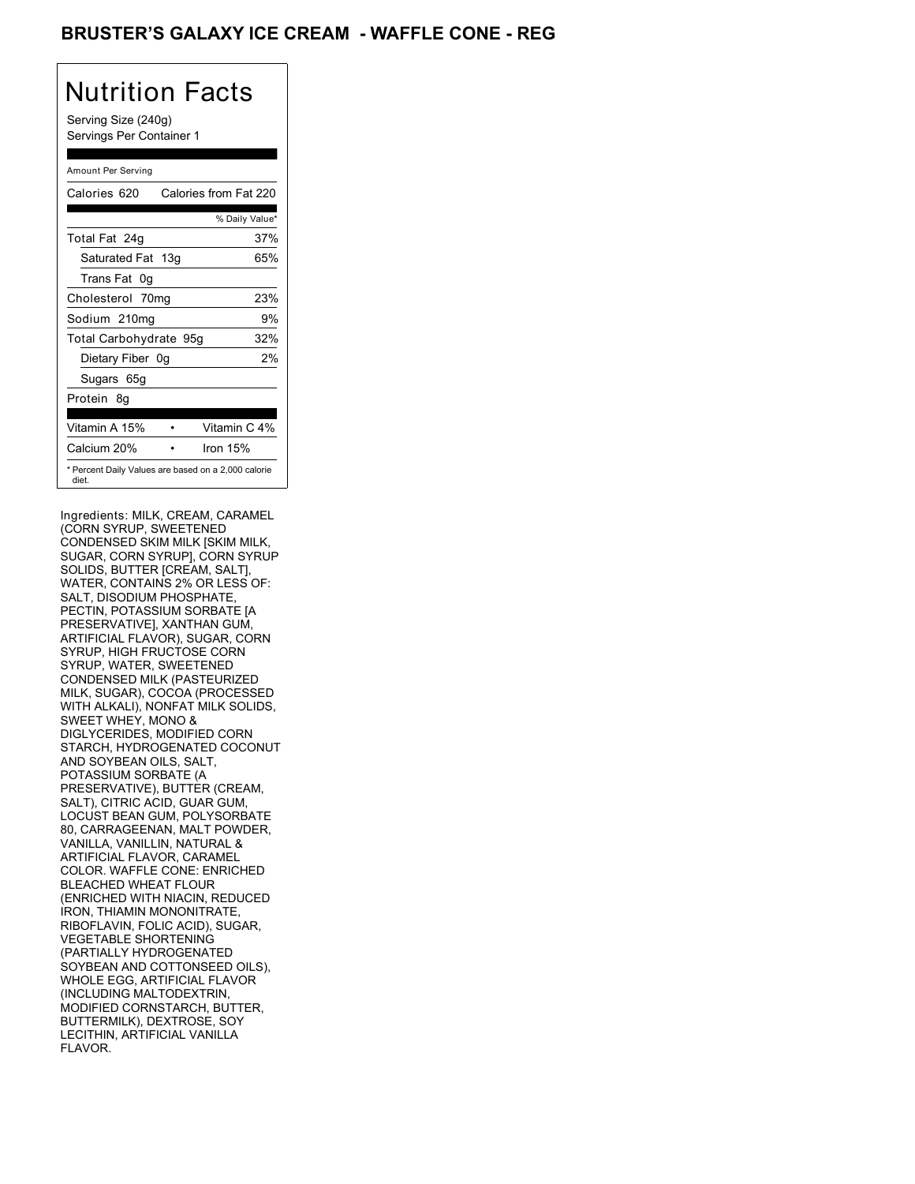# BRUSTER'S GALAXY ICE CREAM - WAFFLE CONE - REG

## Nutrition Facts

Serving Size (240g)
Servings Per Container 1

Amount Per Serving

| Calories 620 | Calories from Fat 220 |
|---|---|
| | % Daily Value* |
| Total Fat 24g | 37% |
| Saturated Fat 13g | 65% |
| Trans Fat 0g | |
| Cholesterol 70mg | 23% |
| Sodium 210mg | 9% |
| Total Carbohydrate 95g | 32% |
| Dietary Fiber 0g | 2% |
| Sugars 65g | |
| Protein 8g | |
| Vitamin A 15% | Vitamin C 4% |
| Calcium 20% | Iron 15% |

* Percent Daily Values are based on a 2,000 calorie diet.

Ingredients: MILK, CREAM, CARAMEL (CORN SYRUP, SWEETENED CONDENSED SKIM MILK [SKIM MILK, SUGAR, CORN SYRUP], CORN SYRUP SOLIDS, BUTTER [CREAM, SALT], WATER, CONTAINS 2% OR LESS OF: SALT, DISODIUM PHOSPHATE, PECTIN, POTASSIUM SORBATE [A PRESERVATIVE], XANTHAN GUM, ARTIFICIAL FLAVOR), SUGAR, CORN SYRUP, HIGH FRUCTOSE CORN SYRUP, WATER, SWEETENED CONDENSED MILK (PASTEURIZED MILK, SUGAR), COCOA (PROCESSED WITH ALKALI), NONFAT MILK SOLIDS, SWEET WHEY, MONO & DIGLYCERIDES, MODIFIED CORN STARCH, HYDROGENATED COCONUT AND SOYBEAN OILS, SALT, POTASSIUM SORBATE (A PRESERVATIVE), BUTTER (CREAM, SALT), CITRIC ACID, GUAR GUM, LOCUST BEAN GUM, POLYSORBATE 80, CARRAGEENAN, MALT POWDER, VANILLA, VANILLIN, NATURAL & ARTIFICIAL FLAVOR, CARAMEL COLOR. WAFFLE CONE: ENRICHED BLEACHED WHEAT FLOUR (ENRICHED WITH NIACIN, REDUCED IRON, THIAMIN MONONITRATE, RIBOFLAVIN, FOLIC ACID), SUGAR, VEGETABLE SHORTENING (PARTIALLY HYDROGENATED SOYBEAN AND COTTONSEED OILS), WHOLE EGG, ARTIFICIAL FLAVOR (INCLUDING MALTODEXTRIN, MODIFIED CORNSTARCH, BUTTER, BUTTERMILK), DEXTROSE, SOY LECITHIN, ARTIFICIAL VANILLA FLAVOR.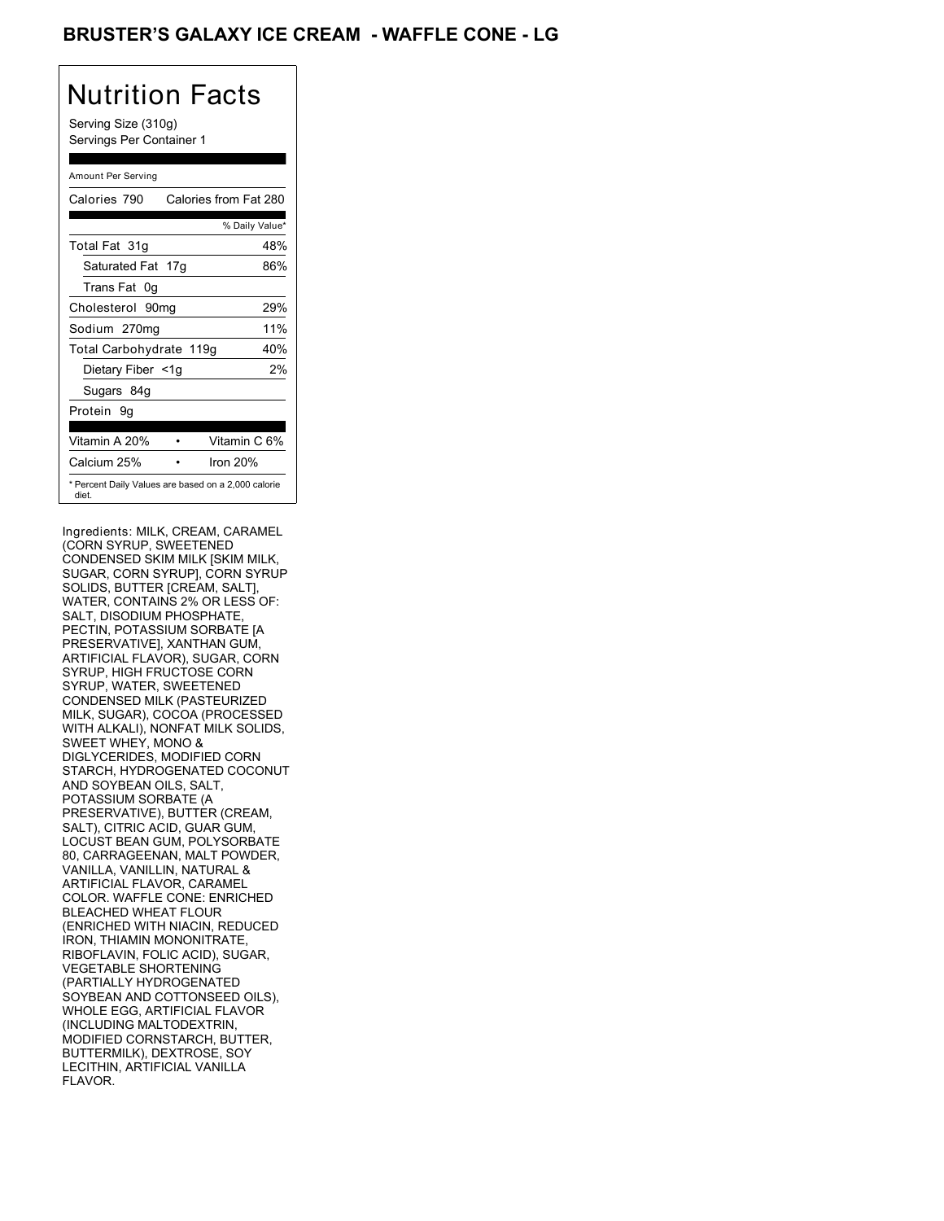# BRUSTER'S GALAXY ICE CREAM - WAFFLE CONE - LG

## Nutrition Facts

Serving Size (310g)
Servings Per Container 1

Amount Per Serving

| | |
|---|---|
| Calories 790 | Calories from Fat 280 |
| | % Daily Value* |
| Total Fat 31g | 48% |
| Saturated Fat 17g | 86% |
| Trans Fat 0g | |
| Cholesterol 90mg | 29% |
| Sodium 270mg | 11% |
| Total Carbohydrate 119g | 40% |
| Dietary Fiber <1g | 2% |
| Sugars 84g | |
| Protein 9g | |
| Vitamin A 20% • | Vitamin C 6% |
| Calcium 25% • | Iron 20% |

* Percent Daily Values are based on a 2,000 calorie diet.

Ingredients: MILK, CREAM, CARAMEL (CORN SYRUP, SWEETENED CONDENSED SKIM MILK [SKIM MILK, SUGAR, CORN SYRUP], CORN SYRUP SOLIDS, BUTTER [CREAM, SALT], WATER, CONTAINS 2% OR LESS OF: SALT, DISODIUM PHOSPHATE, PECTIN, POTASSIUM SORBATE [A PRESERVATIVE], XANTHAN GUM, ARTIFICIAL FLAVOR), SUGAR, CORN SYRUP, HIGH FRUCTOSE CORN SYRUP, WATER, SWEETENED CONDENSED MILK (PASTEURIZED MILK, SUGAR), COCOA (PROCESSED WITH ALKALI), NONFAT MILK SOLIDS, SWEET WHEY, MONO & DIGLYCERIDES, MODIFIED CORN STARCH, HYDROGENATED COCONUT AND SOYBEAN OILS, SALT, POTASSIUM SORBATE (A PRESERVATIVE), BUTTER (CREAM, SALT), CITRIC ACID, GUAR GUM, LOCUST BEAN GUM, POLYSORBATE 80, CARRAGEENAN, MALT POWDER, VANILLA, VANILLIN, NATURAL & ARTIFICIAL FLAVOR, CARAMEL COLOR. WAFFLE CONE: ENRICHED BLEACHED WHEAT FLOUR (ENRICHED WITH NIACIN, REDUCED IRON, THIAMIN MONONITRATE, RIBOFLAVIN, FOLIC ACID), SUGAR, VEGETABLE SHORTENING (PARTIALLY HYDROGENATED SOYBEAN AND COTTONSEED OILS), WHOLE EGG, ARTIFICIAL FLAVOR (INCLUDING MALTODEXTRIN, MODIFIED CORNSTARCH, BUTTER, BUTTERMILK), DEXTROSE, SOY LECITHIN, ARTIFICIAL VANILLA FLAVOR.